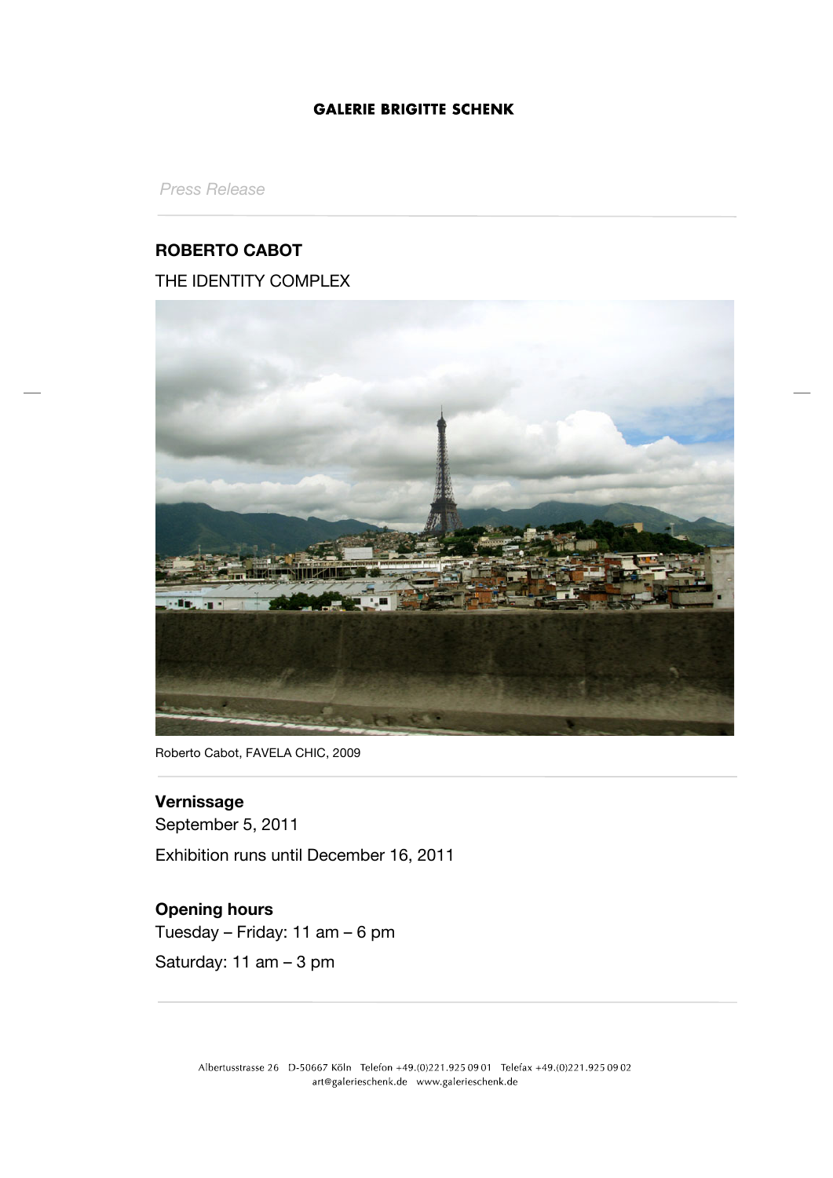**GALERIE BRIGITTE SCHENK**

*Press Release*

# ROBERTO CABOT

## THE IDENTITY COMPLEX

Roberto Cabot, FAVELA CHIC, 2009

**Vernissage**
September 5, 2011

Exhibition runs until December 16, 2011

**Opening hours**
Tuesday – Friday: 11 am – 6 pm

Saturday: 11 am – 3 pm

Albertusstrasse 26 D-50667 Köln Telefon +49.(0)221.925 09 01 Telefax +49.(0)221.925 09 02
art@galerieschenk.de www.galerieschenk.de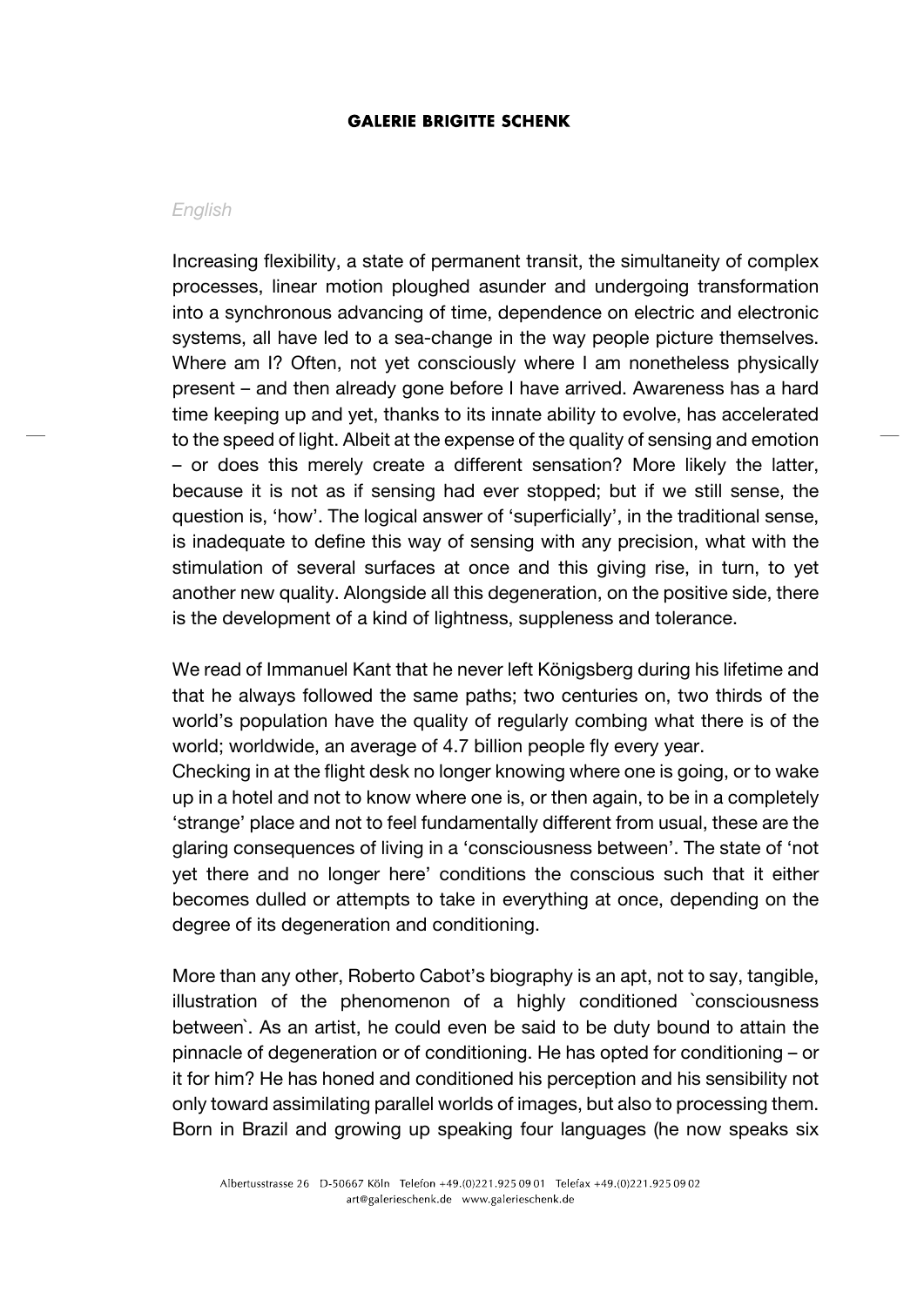*English*

Increasing flexibility, a state of permanent transit, the simultaneity of complex processes, linear motion ploughed asunder and undergoing transformation into a synchronous advancing of time, dependence on electric and electronic systems, all have led to a sea-change in the way people picture themselves. Where am I? Often, not yet consciously where I am nonetheless physically present – and then already gone before I have arrived. Awareness has a hard time keeping up and yet, thanks to its innate ability to evolve, has accelerated to the speed of light. Albeit at the expense of the quality of sensing and emotion – or does this merely create a different sensation? More likely the latter, because it is not as if sensing had ever stopped; but if we still sense, the question is, 'how'. The logical answer of 'superficially', in the traditional sense, is inadequate to define this way of sensing with any precision, what with the stimulation of several surfaces at once and this giving rise, in turn, to yet another new quality. Alongside all this degeneration, on the positive side, there is the development of a kind of lightness, suppleness and tolerance.

We read of Immanuel Kant that he never left Königsberg during his lifetime and that he always followed the same paths; two centuries on, two thirds of the world's population have the quality of regularly combing what there is of the world; worldwide, an average of 4.7 billion people fly every year.
Checking in at the flight desk no longer knowing where one is going, or to wake up in a hotel and not to know where one is, or then again, to be in a completely 'strange' place and not to feel fundamentally different from usual, these are the glaring consequences of living in a 'consciousness between'. The state of 'not yet there and no longer here' conditions the conscious such that it either becomes dulled or attempts to take in everything at once, depending on the degree of its degeneration and conditioning.

More than any other, Roberto Cabot's biography is an apt, not to say, tangible, illustration of the phenomenon of a highly conditioned `consciousness between`. As an artist, he could even be said to be duty bound to attain the pinnacle of degeneration or of conditioning. He has opted for conditioning – or it for him? He has honed and conditioned his perception and his sensibility not only toward assimilating parallel worlds of images, but also to processing them. Born in Brazil and growing up speaking four languages (he now speaks six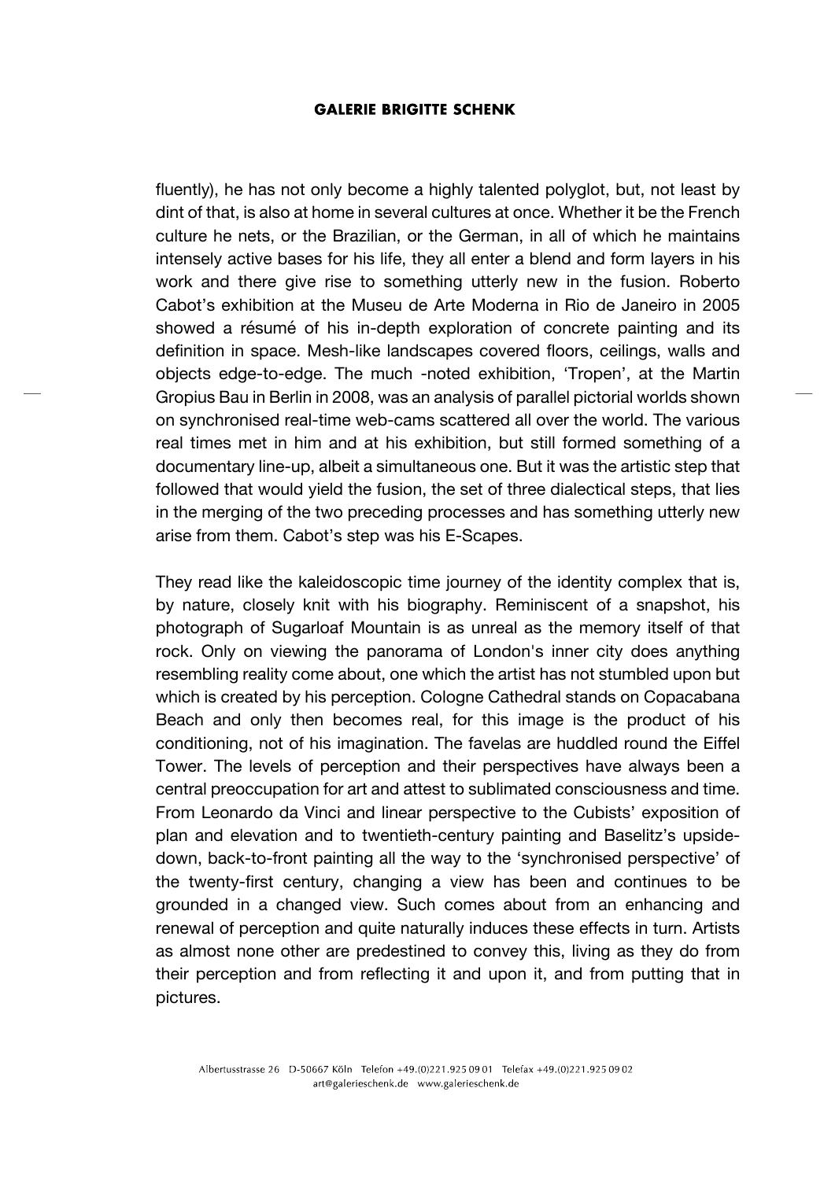fluently), he has not only become a highly talented polyglot, but, not least by dint of that, is also at home in several cultures at once. Whether it be the French culture he nets, or the Brazilian, or the German, in all of which he maintains intensely active bases for his life, they all enter a blend and form layers in his work and there give rise to something utterly new in the fusion. Roberto Cabot's exhibition at the Museu de Arte Moderna in Rio de Janeiro in 2005 showed a résumé of his in-depth exploration of concrete painting and its definition in space. Mesh-like landscapes covered floors, ceilings, walls and objects edge-to-edge. The much -noted exhibition, 'Tropen', at the Martin Gropius Bau in Berlin in 2008, was an analysis of parallel pictorial worlds shown on synchronised real-time web-cams scattered all over the world. The various real times met in him and at his exhibition, but still formed something of a documentary line-up, albeit a simultaneous one. But it was the artistic step that followed that would yield the fusion, the set of three dialectical steps, that lies in the merging of the two preceding processes and has something utterly new arise from them. Cabot's step was his E-Scapes.

They read like the kaleidoscopic time journey of the identity complex that is, by nature, closely knit with his biography. Reminiscent of a snapshot, his photograph of Sugarloaf Mountain is as unreal as the memory itself of that rock. Only on viewing the panorama of London's inner city does anything resembling reality come about, one which the artist has not stumbled upon but which is created by his perception. Cologne Cathedral stands on Copacabana Beach and only then becomes real, for this image is the product of his conditioning, not of his imagination. The favelas are huddled round the Eiffel Tower. The levels of perception and their perspectives have always been a central preoccupation for art and attest to sublimated consciousness and time. From Leonardo da Vinci and linear perspective to the Cubists' exposition of plan and elevation and to twentieth-century painting and Baselitz's upside-down, back-to-front painting all the way to the 'synchronised perspective' of the twenty-first century, changing a view has been and continues to be grounded in a changed view. Such comes about from an enhancing and renewal of perception and quite naturally induces these effects in turn. Artists as almost none other are predestined to convey this, living as they do from their perception and from reflecting it and upon it, and from putting that in pictures.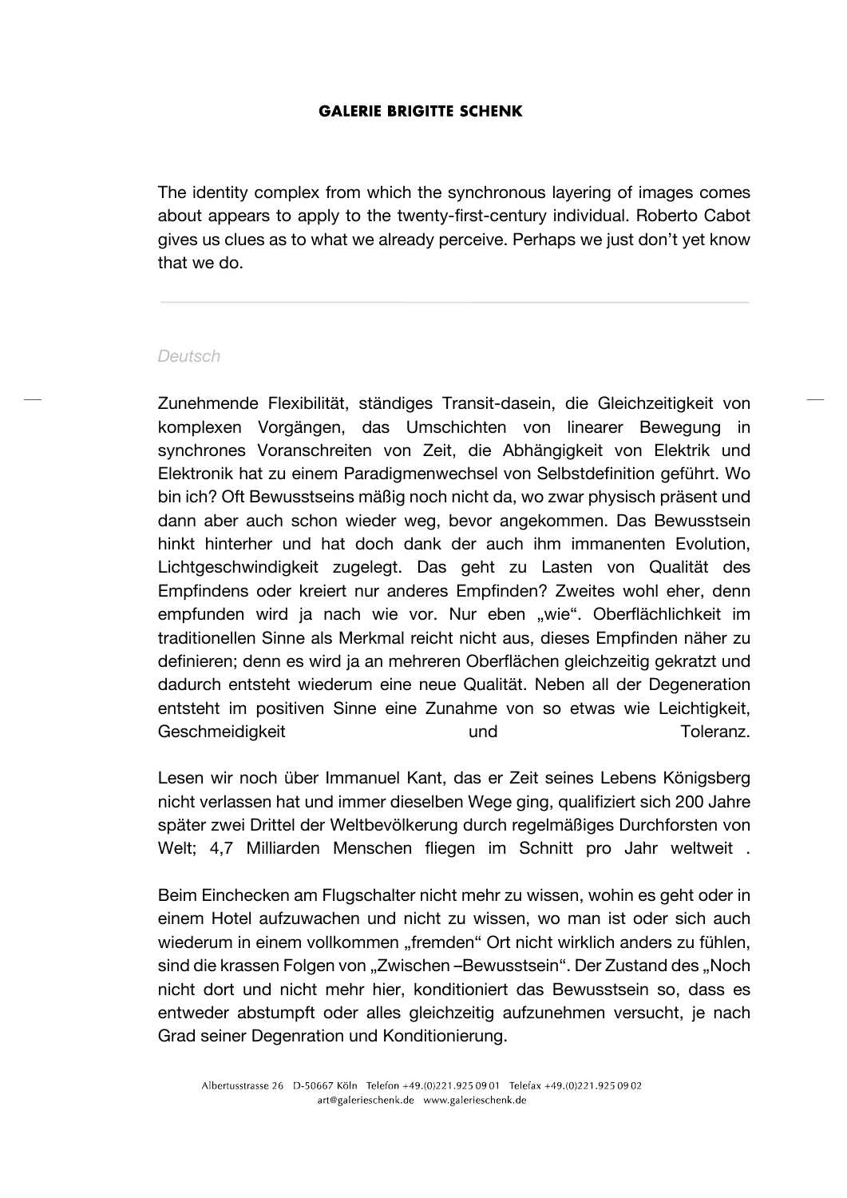The identity complex from which the synchronous layering of images comes about appears to apply to the twenty-first-century individual. Roberto Cabot gives us clues as to what we already perceive. Perhaps we just don't yet know that we do.

---

*Deutsch*

Zunehmende Flexibilität, ständiges Transit-dasein, die Gleichzeitigkeit von komplexen Vorgängen, das Umschichten von linearer Bewegung in synchrones Voranschreiten von Zeit, die Abhängigkeit von Elektrik und Elektronik hat zu einem Paradigmenwechsel von Selbstdefinition geführt. Wo bin ich? Oft Bewusstseins mäßig noch nicht da, wo zwar physisch präsent und dann aber auch schon wieder weg, bevor angekommen. Das Bewusstsein hinkt hinterher und hat doch dank der auch ihm immanenten Evolution, Lichtgeschwindigkeit zugelegt. Das geht zu Lasten von Qualität des Empfindens oder kreiert nur anderes Empfinden? Zweites wohl eher, denn empfunden wird ja nach wie vor. Nur eben „wie". Oberflächlichkeit im traditionellen Sinne als Merkmal reicht nicht aus, dieses Empfinden näher zu definieren; denn es wird ja an mehreren Oberflächen gleichzeitig gekratzt und dadurch entsteht wiederum eine neue Qualität. Neben all der Degeneration entsteht im positiven Sinne eine Zunahme von so etwas wie Leichtigkeit, Geschmeidigkeit und Toleranz.

Lesen wir noch über Immanuel Kant, das er Zeit seines Lebens Königsberg nicht verlassen hat und immer dieselben Wege ging, qualifiziert sich 200 Jahre später zwei Drittel der Weltbevölkerung durch regelmäßiges Durchforsten von Welt; 4,7 Milliarden Menschen fliegen im Schnitt pro Jahr weltweit .

Beim Einchecken am Flugschalter nicht mehr zu wissen, wohin es geht oder in einem Hotel aufzuwachen und nicht zu wissen, wo man ist oder sich auch wiederum in einem vollkommen „fremden" Ort nicht wirklich anders zu fühlen, sind die krassen Folgen von „Zwischen –Bewusstsein". Der Zustand des „Noch nicht dort und nicht mehr hier, konditioniert das Bewusstsein so, dass es entweder abstumpft oder alles gleichzeitig aufzunehmen versucht, je nach Grad seiner Degenration und Konditionierung.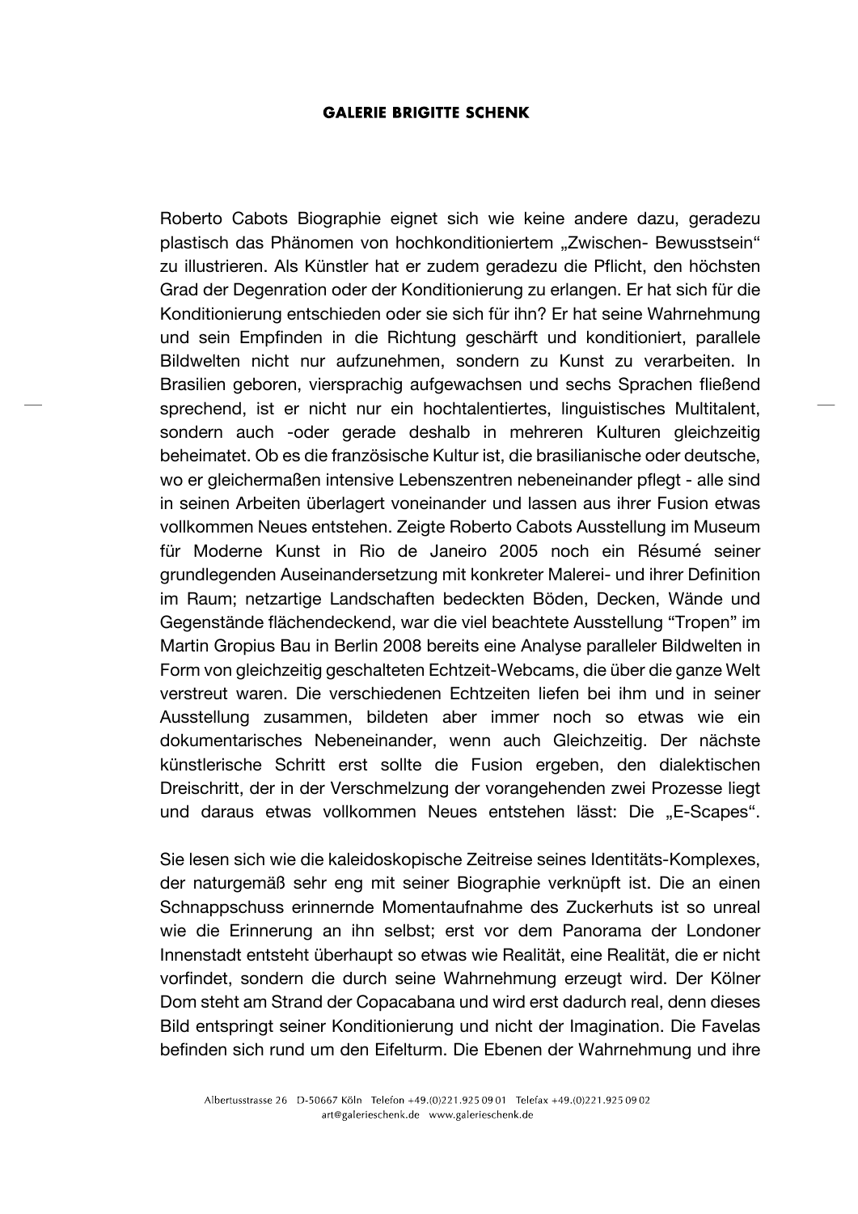Roberto Cabots Biographie eignet sich wie keine andere dazu, geradezu plastisch das Phänomen von hochkonditioniertem „Zwischen- Bewusstsein“ zu illustrieren. Als Künstler hat er zudem geradezu die Pflicht, den höchsten Grad der Degenration oder der Konditionierung zu erlangen. Er hat sich für die Konditionierung entschieden oder sie sich für ihn? Er hat seine Wahrnehmung und sein Empfinden in die Richtung geschärft und konditioniert, parallele Bildwelten nicht nur aufzunehmen, sondern zu Kunst zu verarbeiten. In Brasilien geboren, viersprachig aufgewachsen und sechs Sprachen fließend sprechend, ist er nicht nur ein hochtalentiertes, linguistisches Multitalent, sondern auch -oder gerade deshalb in mehreren Kulturen gleichzeitig beheimatet. Ob es die französische Kultur ist, die brasilianische oder deutsche, wo er gleichermaßen intensive Lebenszentren nebeneinander pflegt - alle sind in seinen Arbeiten überlagert voneinander und lassen aus ihrer Fusion etwas vollkommen Neues entstehen. Zeigte Roberto Cabots Ausstellung im Museum für Moderne Kunst in Rio de Janeiro 2005 noch ein Résumé seiner grundlegenden Auseinandersetzung mit konkreter Malerei- und ihrer Definition im Raum; netzartige Landschaften bedeckten Böden, Decken, Wände und Gegenstände flächendeckend, war die viel beachtete Ausstellung “Tropen” im Martin Gropius Bau in Berlin 2008 bereits eine Analyse paralleler Bildwelten in Form von gleichzeitig geschalteten Echtzeit-Webcams, die über die ganze Welt verstreut waren. Die verschiedenen Echtzeiten liefen bei ihm und in seiner Ausstellung zusammen, bildeten aber immer noch so etwas wie ein dokumentarisches Nebeneinander, wenn auch Gleichzeitig. Der nächste künstlerische Schritt erst sollte die Fusion ergeben, den dialektischen Dreischritt, der in der Verschmelzung der vorangehenden zwei Prozesse liegt und daraus etwas vollkommen Neues entstehen lässt: Die „E-Scapes“.

Sie lesen sich wie die kaleidoskopische Zeitreise seines Identitäts-Komplexes, der naturgemäß sehr eng mit seiner Biographie verknüpft ist. Die an einen Schnappschuss erinnernde Momentaufnahme des Zuckerhuts ist so unreal wie die Erinnerung an ihn selbst; erst vor dem Panorama der Londoner Innenstadt entsteht überhaupt so etwas wie Realität, eine Realität, die er nicht vorfindet, sondern die durch seine Wahrnehmung erzeugt wird. Der Kölner Dom steht am Strand der Copacabana und wird erst dadurch real, denn dieses Bild entspringt seiner Konditionierung und nicht der Imagination. Die Favelas befinden sich rund um den Eifelturm. Die Ebenen der Wahrnehmung und ihre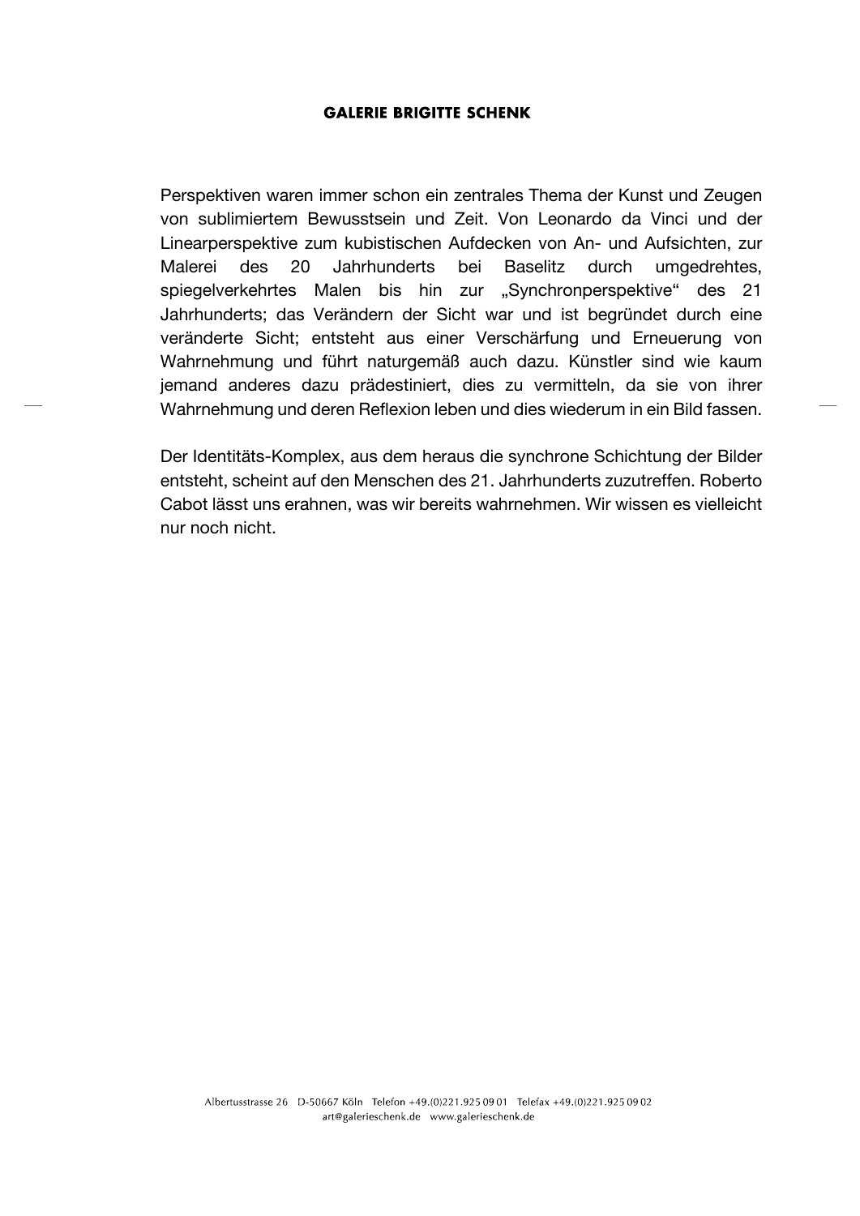Perspektiven waren immer schon ein zentrales Thema der Kunst und Zeugen von sublimiertem Bewusstsein und Zeit. Von Leonardo da Vinci und der Linearperspektive zum kubistischen Aufdecken von An- und Aufsichten, zur Malerei des 20 Jahrhunderts bei Baselitz durch umgedrehtes, spiegelverkehrtes Malen bis hin zur „Synchronperspektive“ des 21 Jahrhunderts; das Verändern der Sicht war und ist begründet durch eine veränderte Sicht; entsteht aus einer Verschärfung und Erneuerung von Wahrnehmung und führt naturgemäß auch dazu. Künstler sind wie kaum jemand anderes dazu prädestiniert, dies zu vermitteln, da sie von ihrer Wahrnehmung und deren Reflexion leben und dies wiederum in ein Bild fassen.

Der Identitäts-Komplex, aus dem heraus die synchrone Schichtung der Bilder entsteht, scheint auf den Menschen des 21. Jahrhunderts zuzutreffen. Roberto Cabot lässt uns erahnen, was wir bereits wahrnehmen. Wir wissen es vielleicht nur noch nicht.